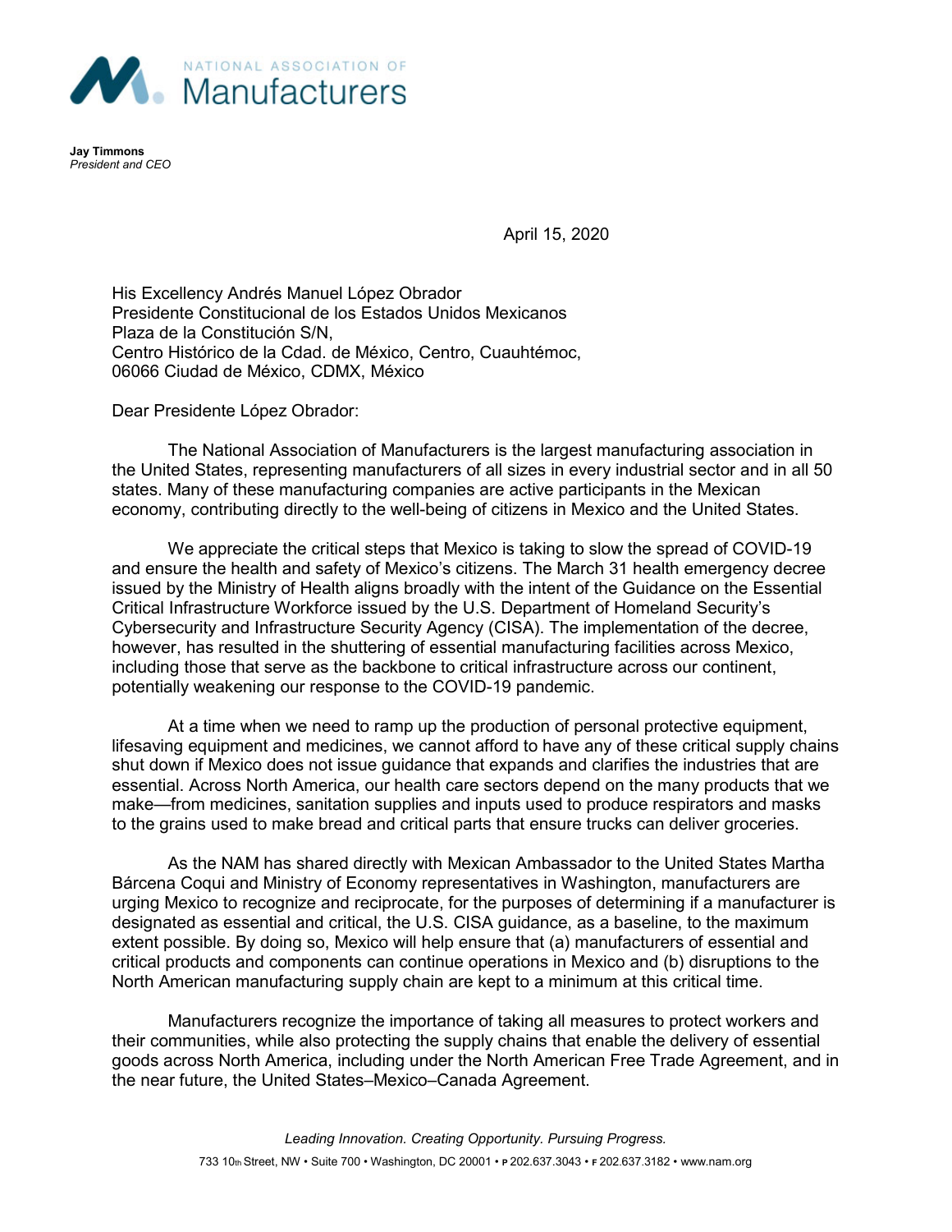NATIONAL ASSOCIATION OF Manufacturers

**Jay Timmons**
*President and CEO*

April 15, 2020

His Excellency Andrés Manuel López Obrador
Presidente Constitucional de los Estados Unidos Mexicanos
Plaza de la Constitución S/N,
Centro Histórico de la Cdad. de México, Centro, Cuauhtémoc,
06066 Ciudad de México, CDMX, México

Dear Presidente López Obrador:

The National Association of Manufacturers is the largest manufacturing association in the United States, representing manufacturers of all sizes in every industrial sector and in all 50 states. Many of these manufacturing companies are active participants in the Mexican economy, contributing directly to the well-being of citizens in Mexico and the United States.

We appreciate the critical steps that Mexico is taking to slow the spread of COVID-19 and ensure the health and safety of Mexico's citizens. The March 31 health emergency decree issued by the Ministry of Health aligns broadly with the intent of the Guidance on the Essential Critical Infrastructure Workforce issued by the U.S. Department of Homeland Security's Cybersecurity and Infrastructure Security Agency (CISA). The implementation of the decree, however, has resulted in the shuttering of essential manufacturing facilities across Mexico, including those that serve as the backbone to critical infrastructure across our continent, potentially weakening our response to the COVID-19 pandemic.

At a time when we need to ramp up the production of personal protective equipment, lifesaving equipment and medicines, we cannot afford to have any of these critical supply chains shut down if Mexico does not issue guidance that expands and clarifies the industries that are essential. Across North America, our health care sectors depend on the many products that we make—from medicines, sanitation supplies and inputs used to produce respirators and masks to the grains used to make bread and critical parts that ensure trucks can deliver groceries.

As the NAM has shared directly with Mexican Ambassador to the United States Martha Bárcena Coqui and Ministry of Economy representatives in Washington, manufacturers are urging Mexico to recognize and reciprocate, for the purposes of determining if a manufacturer is designated as essential and critical, the U.S. CISA guidance, as a baseline, to the maximum extent possible. By doing so, Mexico will help ensure that (a) manufacturers of essential and critical products and components can continue operations in Mexico and (b) disruptions to the North American manufacturing supply chain are kept to a minimum at this critical time.

Manufacturers recognize the importance of taking all measures to protect workers and their communities, while also protecting the supply chains that enable the delivery of essential goods across North America, including under the North American Free Trade Agreement, and in the near future, the United States–Mexico–Canada Agreement.

*Leading Innovation. Creating Opportunity. Pursuing Progress.*

733 10th Street, NW • Suite 700 • Washington, DC 20001 • P 202.637.3043 • F 202.637.3182 • www.nam.org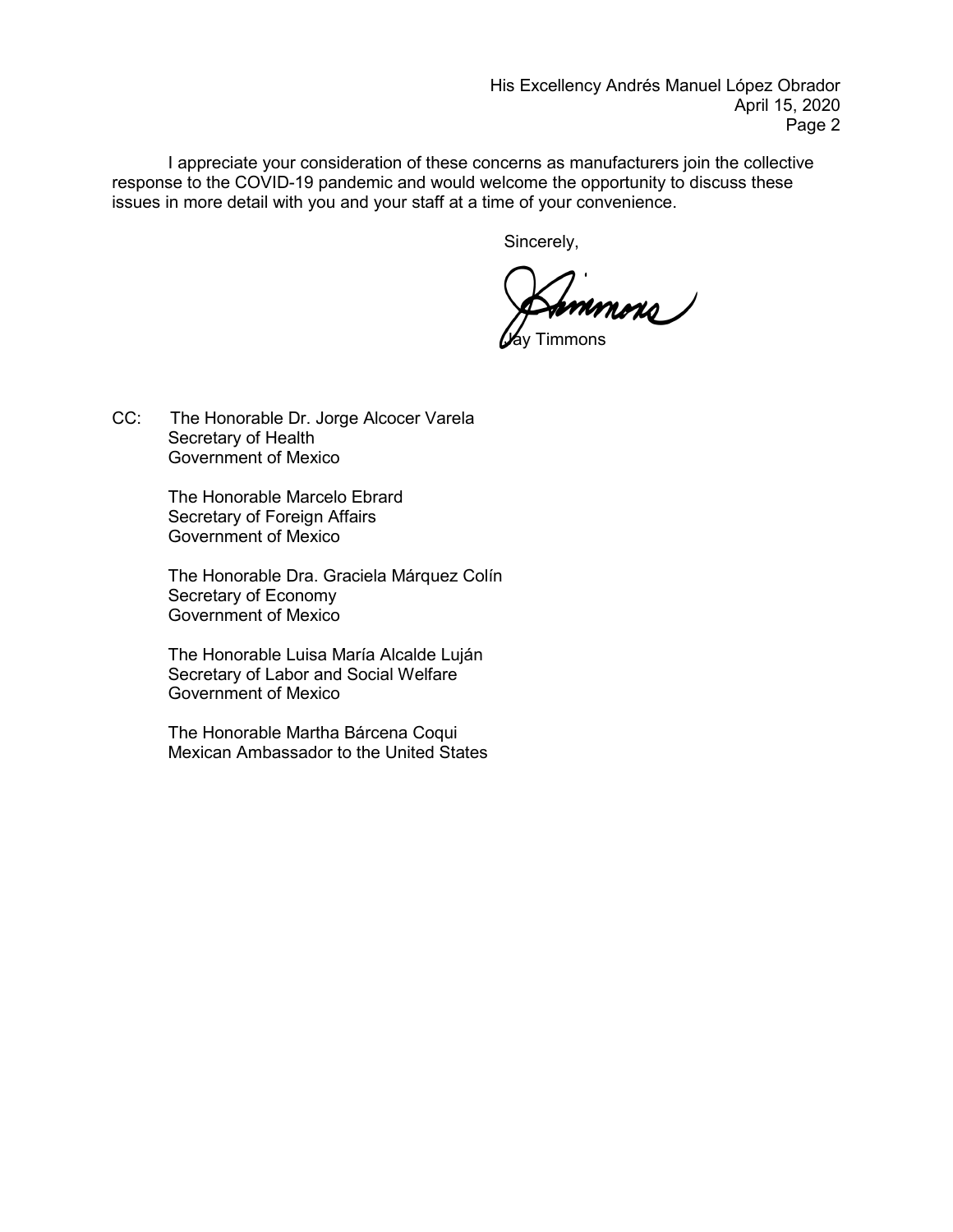I appreciate your consideration of these concerns as manufacturers join the collective response to the COVID-19 pandemic and would welcome the opportunity to discuss these issues in more detail with you and your staff at a time of your convenience.

Sincerely,

Jay Timmons

CC: The Honorable Dr. Jorge Alcocer Varela
Secretary of Health
Government of Mexico

The Honorable Marcelo Ebrard
Secretary of Foreign Affairs
Government of Mexico

The Honorable Dra. Graciela Márquez Colín
Secretary of Economy
Government of Mexico

The Honorable Luisa María Alcalde Luján
Secretary of Labor and Social Welfare
Government of Mexico

The Honorable Martha Bárcena Coqui
Mexican Ambassador to the United States